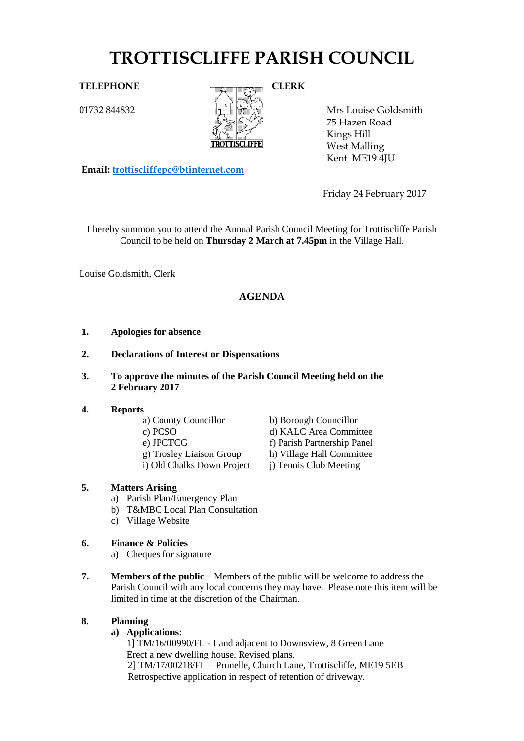# TROTTISCLIFFE PARISH COUNCIL

**TELEPHONE**

01732 844832

**CLERK**

Mrs Louise Goldsmith
75 Hazen Road
Kings Hill
West Malling
Kent ME19 4JU

**Email:** trottiscliffepc@btinternet.com

Friday 24 February 2017

I hereby summon you to attend the Annual Parish Council Meeting for Trottiscliffe Parish Council to be held on **Thursday 2 March at 7.45pm** in the Village Hall.

Louise Goldsmith, Clerk

## AGENDA

1. **Apologies for absence**

2. **Declarations of Interest or Dispensations**

3. **To approve the minutes of the Parish Council Meeting held on the 2 February 2017**

4. **Reports**
   - a) County Councillor
   - b) Borough Councillor
   - c) PCSO
   - d) KALC Area Committee
   - e) JPCTCG
   - f) Parish Partnership Panel
   - g) Trosley Liaison Group
   - h) Village Hall Committee
   - i) Old Chalks Down Project
   - j) Tennis Club Meeting

5. **Matters Arising**
   - a) Parish Plan/Emergency Plan
   - b) T&MBC Local Plan Consultation
   - c) Village Website

6. **Finance & Policies**
   - a) Cheques for signature

7. **Members of the public** – Members of the public will be welcome to address the Parish Council with any local concerns they may have. Please note this item will be limited in time at the discretion of the Chairman.

8. **Planning**
   - **a) Applications:**

     1] TM/16/00990/FL - Land adjacent to Downsview, 8 Green Lane
     Erect a new dwelling house. Revised plans.

     2] TM/17/00218/FL – Prunelle, Church Lane, Trottiscliffe, ME19 5EB
     Retrospective application in respect of retention of driveway.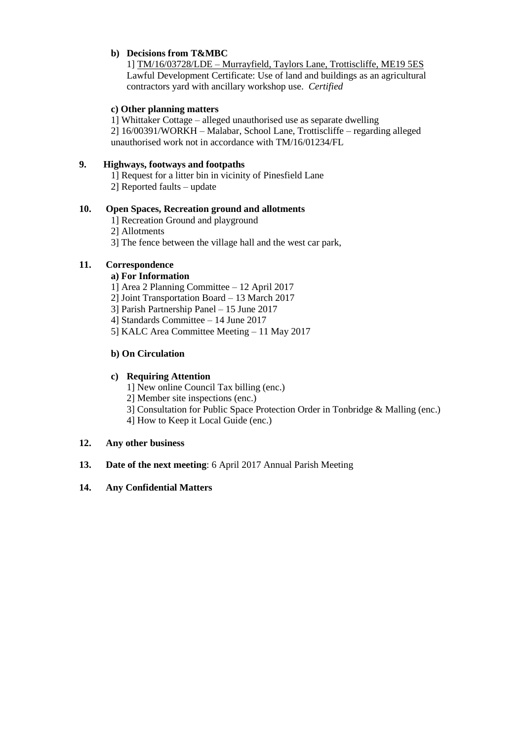**b) Decisions from T&MBC**

1] TM/16/03728/LDE – Murrayfield, Taylors Lane, Trottiscliffe, ME19 5ES
Lawful Development Certificate: Use of land and buildings as an agricultural contractors yard with ancillary workshop use. *Certified*

**c) Other planning matters**

1] Whittaker Cottage – alleged unauthorised use as separate dwelling
2] 16/00391/WORKH – Malabar, School Lane, Trottiscliffe – regarding alleged unauthorised work not in accordance with TM/16/01234/FL

**9. Highways, footways and footpaths**

1] Request for a litter bin in vicinity of Pinesfield Lane
2] Reported faults – update

**10. Open Spaces, Recreation ground and allotments**

1] Recreation Ground and playground
2] Allotments
3] The fence between the village hall and the west car park,

**11. Correspondence**

**a) For Information**

1] Area 2 Planning Committee – 12 April 2017
2] Joint Transportation Board – 13 March 2017
3] Parish Partnership Panel – 15 June 2017
4] Standards Committee – 14 June 2017
5] KALC Area Committee Meeting – 11 May 2017

**b) On Circulation**

**c) Requiring Attention**

1] New online Council Tax billing (enc.)
2] Member site inspections (enc.)
3] Consultation for Public Space Protection Order in Tonbridge & Malling (enc.)
4] How to Keep it Local Guide (enc.)

**12. Any other business**

**13. Date of the next meeting**: 6 April 2017 Annual Parish Meeting

**14. Any Confidential Matters**